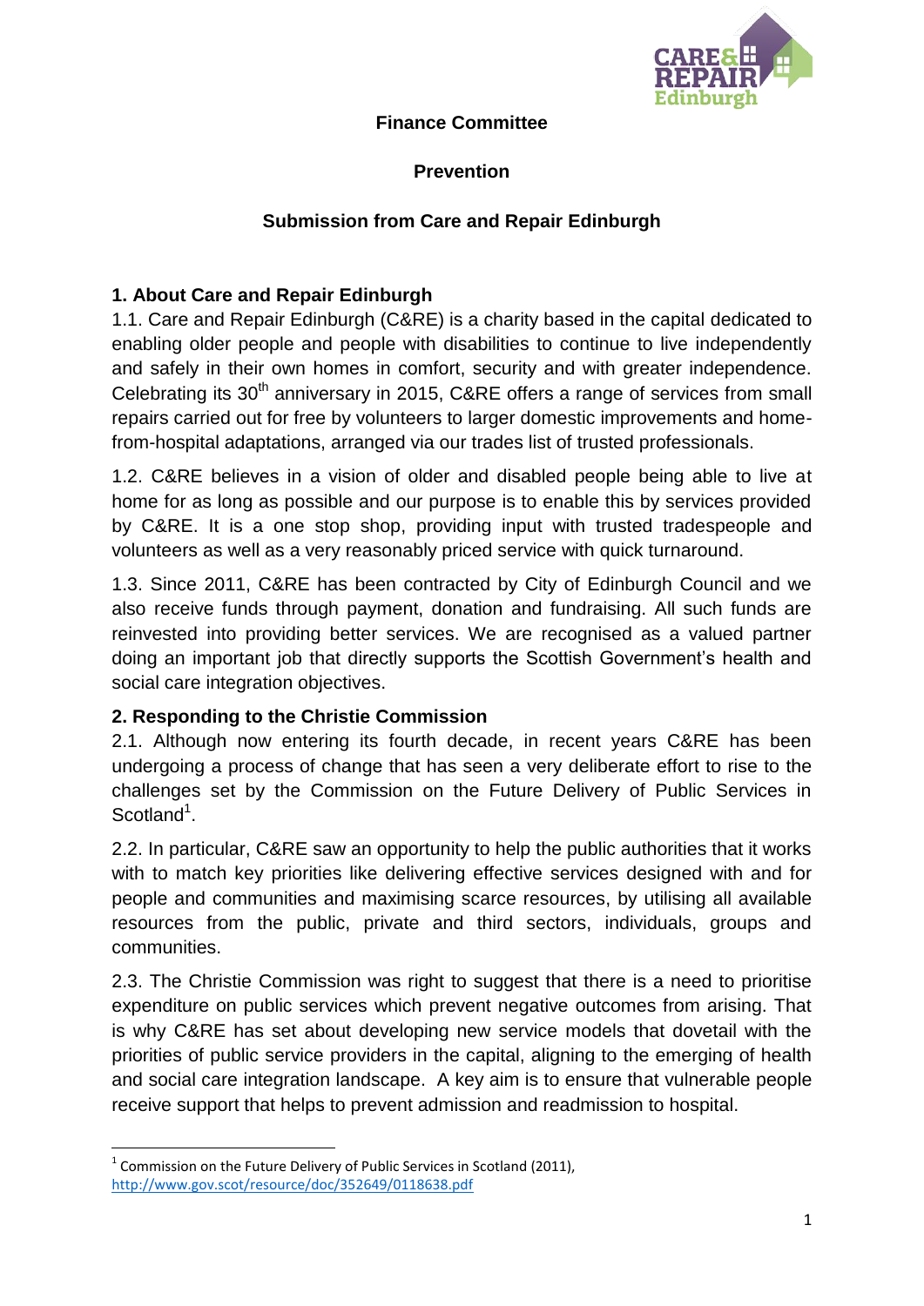**Finance Committee**

**Prevention**

**Submission from Care and Repair Edinburgh**

## 1. About Care and Repair Edinburgh

1.1. Care and Repair Edinburgh (C&RE) is a charity based in the capital dedicated to enabling older people and people with disabilities to continue to live independently and safely in their own homes in comfort, security and with greater independence. Celebrating its 30th anniversary in 2015, C&RE offers a range of services from small repairs carried out for free by volunteers to larger domestic improvements and home-from-hospital adaptations, arranged via our trades list of trusted professionals.

1.2. C&RE believes in a vision of older and disabled people being able to live at home for as long as possible and our purpose is to enable this by services provided by C&RE. It is a one stop shop, providing input with trusted tradespeople and volunteers as well as a very reasonably priced service with quick turnaround.

1.3. Since 2011, C&RE has been contracted by City of Edinburgh Council and we also receive funds through payment, donation and fundraising. All such funds are reinvested into providing better services. We are recognised as a valued partner doing an important job that directly supports the Scottish Government's health and social care integration objectives.

## 2. Responding to the Christie Commission

2.1. Although now entering its fourth decade, in recent years C&RE has been undergoing a process of change that has seen a very deliberate effort to rise to the challenges set by the Commission on the Future Delivery of Public Services in Scotland[1].

2.2. In particular, C&RE saw an opportunity to help the public authorities that it works with to match key priorities like delivering effective services designed with and for people and communities and maximising scarce resources, by utilising all available resources from the public, private and third sectors, individuals, groups and communities.

2.3. The Christie Commission was right to suggest that there is a need to prioritise expenditure on public services which prevent negative outcomes from arising. That is why C&RE has set about developing new service models that dovetail with the priorities of public service providers in the capital, aligning to the emerging of health and social care integration landscape. A key aim is to ensure that vulnerable people receive support that helps to prevent admission and readmission to hospital.

---

[1] Commission on the Future Delivery of Public Services in Scotland (2011), http://www.gov.scot/resource/doc/352649/0118638.pdf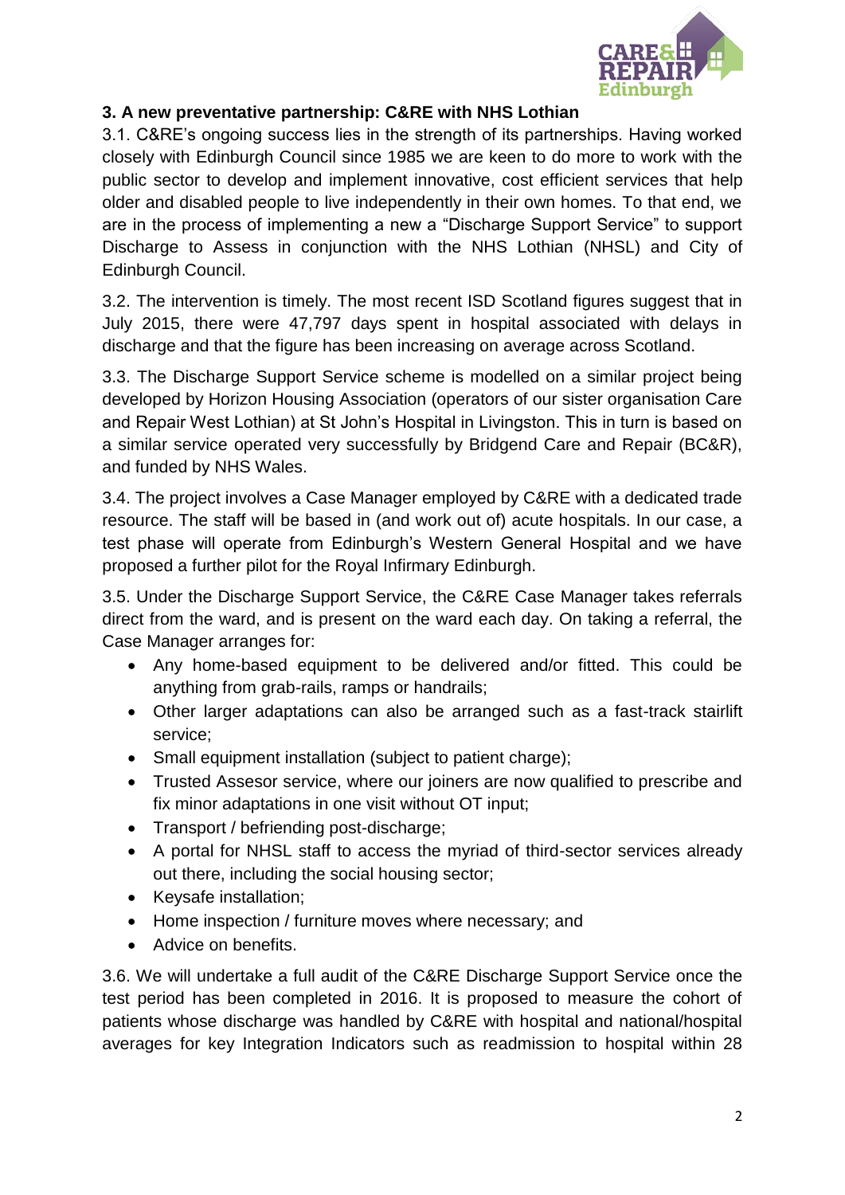### 3. A new preventative partnership: C&RE with NHS Lothian

3.1. C&RE's ongoing success lies in the strength of its partnerships. Having worked closely with Edinburgh Council since 1985 we are keen to do more to work with the public sector to develop and implement innovative, cost efficient services that help older and disabled people to live independently in their own homes. To that end, we are in the process of implementing a new a "Discharge Support Service" to support Discharge to Assess in conjunction with the NHS Lothian (NHSL) and City of Edinburgh Council.

3.2. The intervention is timely. The most recent ISD Scotland figures suggest that in July 2015, there were 47,797 days spent in hospital associated with delays in discharge and that the figure has been increasing on average across Scotland.

3.3. The Discharge Support Service scheme is modelled on a similar project being developed by Horizon Housing Association (operators of our sister organisation Care and Repair West Lothian) at St John's Hospital in Livingston. This in turn is based on a similar service operated very successfully by Bridgend Care and Repair (BC&R), and funded by NHS Wales.

3.4. The project involves a Case Manager employed by C&RE with a dedicated trade resource. The staff will be based in (and work out of) acute hospitals. In our case, a test phase will operate from Edinburgh's Western General Hospital and we have proposed a further pilot for the Royal Infirmary Edinburgh.

3.5. Under the Discharge Support Service, the C&RE Case Manager takes referrals direct from the ward, and is present on the ward each day. On taking a referral, the Case Manager arranges for:

- Any home-based equipment to be delivered and/or fitted. This could be anything from grab-rails, ramps or handrails;
- Other larger adaptations can also be arranged such as a fast-track stairlift service;
- Small equipment installation (subject to patient charge);
- Trusted Assesor service, where our joiners are now qualified to prescribe and fix minor adaptations in one visit without OT input;
- Transport / befriending post-discharge;
- A portal for NHSL staff to access the myriad of third-sector services already out there, including the social housing sector;
- Keysafe installation;
- Home inspection / furniture moves where necessary; and
- Advice on benefits.

3.6. We will undertake a full audit of the C&RE Discharge Support Service once the test period has been completed in 2016. It is proposed to measure the cohort of patients whose discharge was handled by C&RE with hospital and national/hospital averages for key Integration Indicators such as readmission to hospital within 28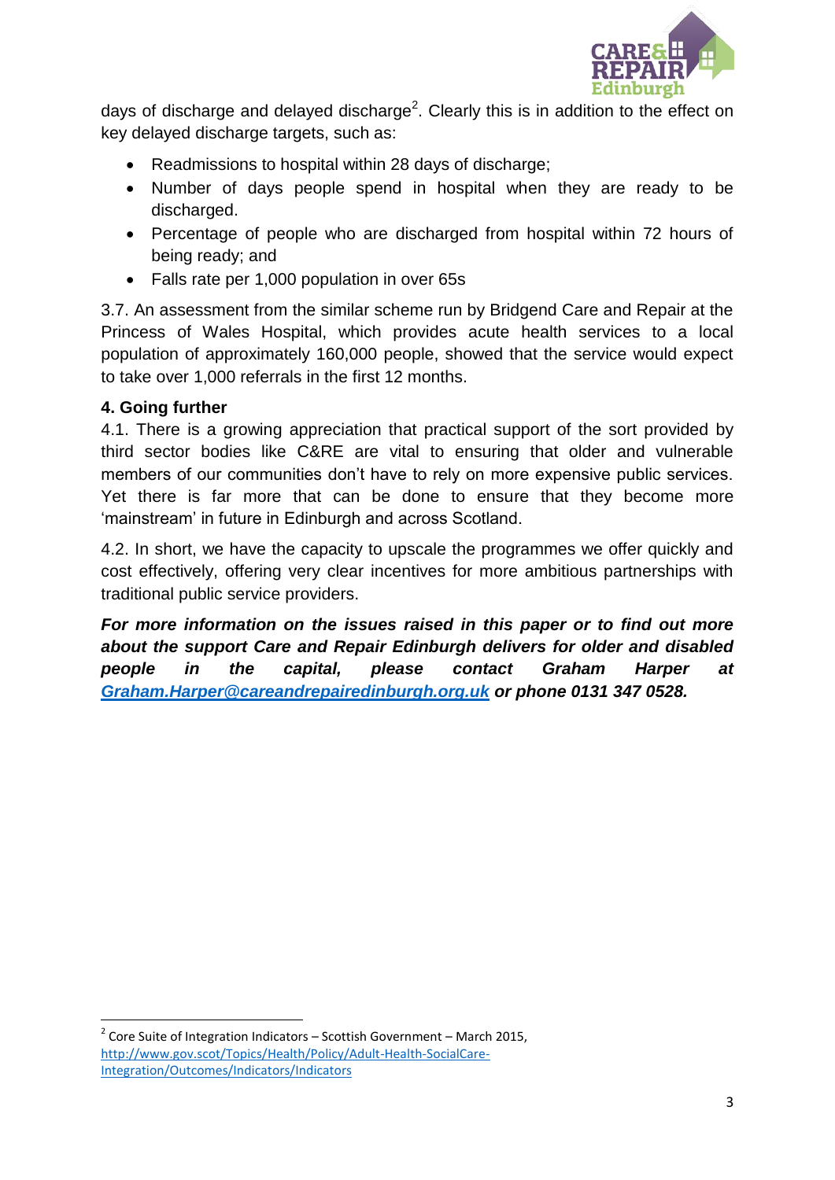days of discharge and delayed discharge[2]. Clearly this is in addition to the effect on key delayed discharge targets, such as:

- Readmissions to hospital within 28 days of discharge;
- Number of days people spend in hospital when they are ready to be discharged.
- Percentage of people who are discharged from hospital within 72 hours of being ready; and
- Falls rate per 1,000 population in over 65s

3.7. An assessment from the similar scheme run by Bridgend Care and Repair at the Princess of Wales Hospital, which provides acute health services to a local population of approximately 160,000 people, showed that the service would expect to take over 1,000 referrals in the first 12 months.

**4. Going further**

4.1. There is a growing appreciation that practical support of the sort provided by third sector bodies like C&RE are vital to ensuring that older and vulnerable members of our communities don't have to rely on more expensive public services. Yet there is far more that can be done to ensure that they become more 'mainstream' in future in Edinburgh and across Scotland.

4.2. In short, we have the capacity to upscale the programmes we offer quickly and cost effectively, offering very clear incentives for more ambitious partnerships with traditional public service providers.

***For more information on the issues raised in this paper or to find out more about the support Care and Repair Edinburgh delivers for older and disabled people in the capital, please contact Graham Harper at [Graham.Harper@careandrepairedinburgh.org.uk](mailto:Graham.Harper@careandrepairedinburgh.org.uk) or phone 0131 347 0528.***

[2] Core Suite of Integration Indicators – Scottish Government – March 2015, http://www.gov.scot/Topics/Health/Policy/Adult-Health-SocialCare-Integration/Outcomes/Indicators/Indicators